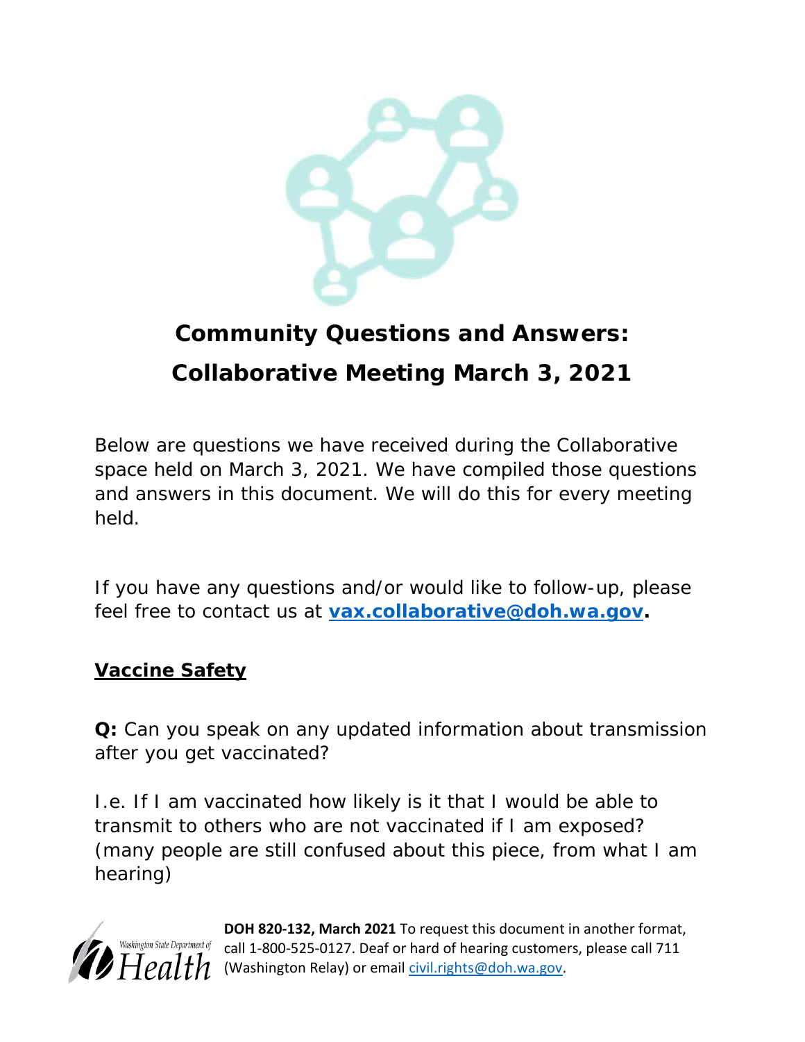# Community Questions and Answers: Collaborative Meeting March 3, 2021

Below are questions we have received during the Collaborative space held on March 3, 2021. We have compiled those questions and answers in this document. We will do this for every meeting held.

If you have any questions and/or would like to follow-up, please feel free to contact us at **vax.collaborative@doh.wa.gov.**

## Vaccine Safety

**Q:** Can you speak on any updated information about transmission after you get vaccinated?

I.e. If I am vaccinated how likely is it that I would be able to transmit to others who are not vaccinated if I am exposed? (many people are still confused about this piece, from what I am hearing)

**DOH 820-132, March 2021** To request this document in another format, call 1-800-525-0127. Deaf or hard of hearing customers, please call 711 (Washington Relay) or email civil.rights@doh.wa.gov.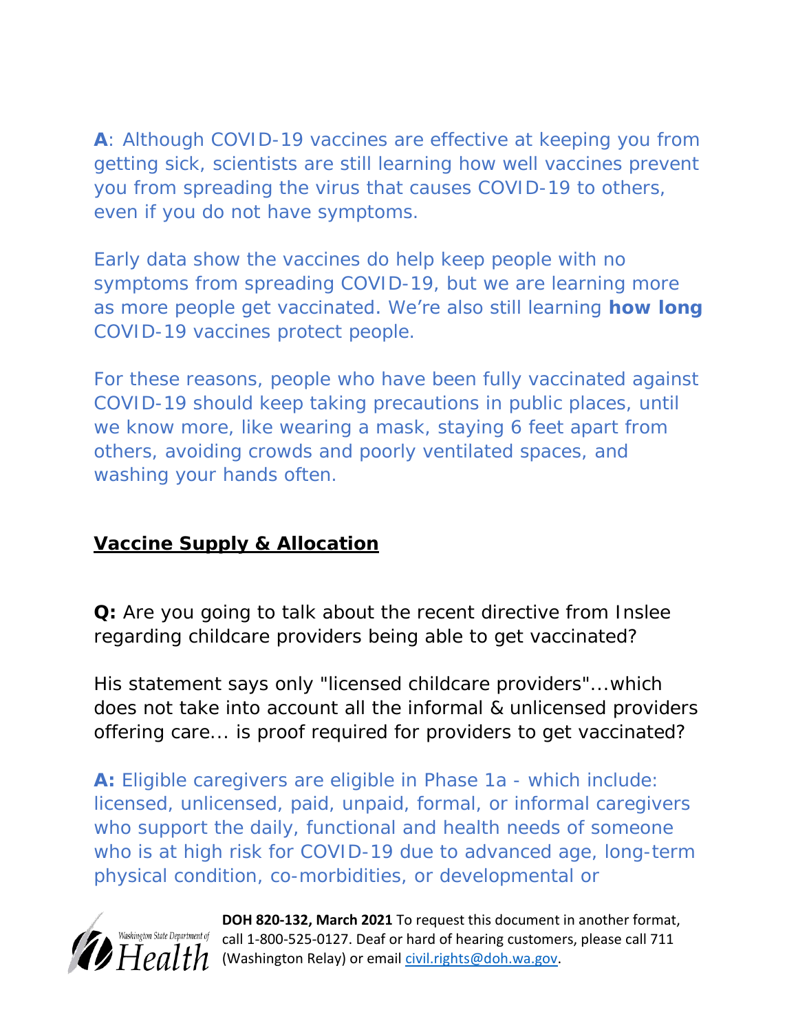**A**: Although COVID-19 vaccines are effective at keeping you from getting sick, scientists are still learning how well vaccines prevent you from spreading the virus that causes COVID-19 to others, even if you do not have symptoms.

Early data show the vaccines do help keep people with no symptoms from spreading COVID-19, but we are learning more as more people get vaccinated. We're also still learning **how long** COVID-19 vaccines protect people.

For these reasons, people who have been fully vaccinated against COVID-19 should keep taking precautions in public places, until we know more, like wearing a mask, staying 6 feet apart from others, avoiding crowds and poorly ventilated spaces, and washing your hands often.

## Vaccine Supply & Allocation

**Q:** Are you going to talk about the recent directive from Inslee regarding childcare providers being able to get vaccinated?

His statement says only "licensed childcare providers"...which does not take into account all the informal & unlicensed providers offering care... is proof required for providers to get vaccinated?

**A:** Eligible caregivers are eligible in Phase 1a - which include: licensed, unlicensed, paid, unpaid, formal, or informal caregivers who support the daily, functional and health needs of someone who is at high risk for COVID-19 due to advanced age, long-term physical condition, co-morbidities, or developmental or

**DOH 820-132, March 2021** To request this document in another format, call 1-800-525-0127. Deaf or hard of hearing customers, please call 711 (Washington Relay) or email civil.rights@doh.wa.gov.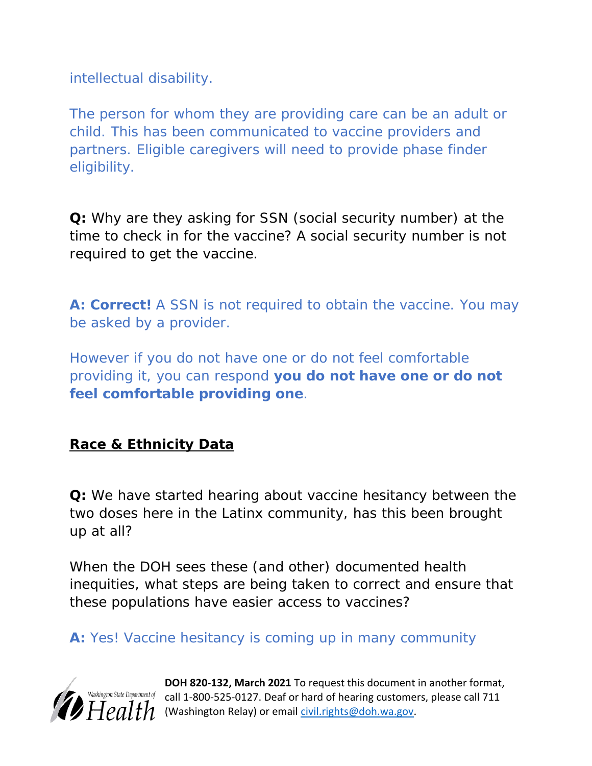intellectual disability.

The person for whom they are providing care can be an adult or child. This has been communicated to vaccine providers and partners. Eligible caregivers will need to provide phase finder eligibility.

**Q:** Why are they asking for SSN (social security number) at the time to check in for the vaccine? A social security number is not required to get the vaccine.

**A: Correct!** A SSN is not required to obtain the vaccine. You may be asked by a provider.

However if you do not have one or do not feel comfortable providing it, you can respond **you do not have one or do not feel comfortable providing one**.

## Race & Ethnicity Data

**Q:** We have started hearing about vaccine hesitancy between the two doses here in the Latinx community, has this been brought up at all?

When the DOH sees these (and other) documented health inequities, what steps are being taken to correct and ensure that these populations have easier access to vaccines?

**A:** Yes! Vaccine hesitancy is coming up in many community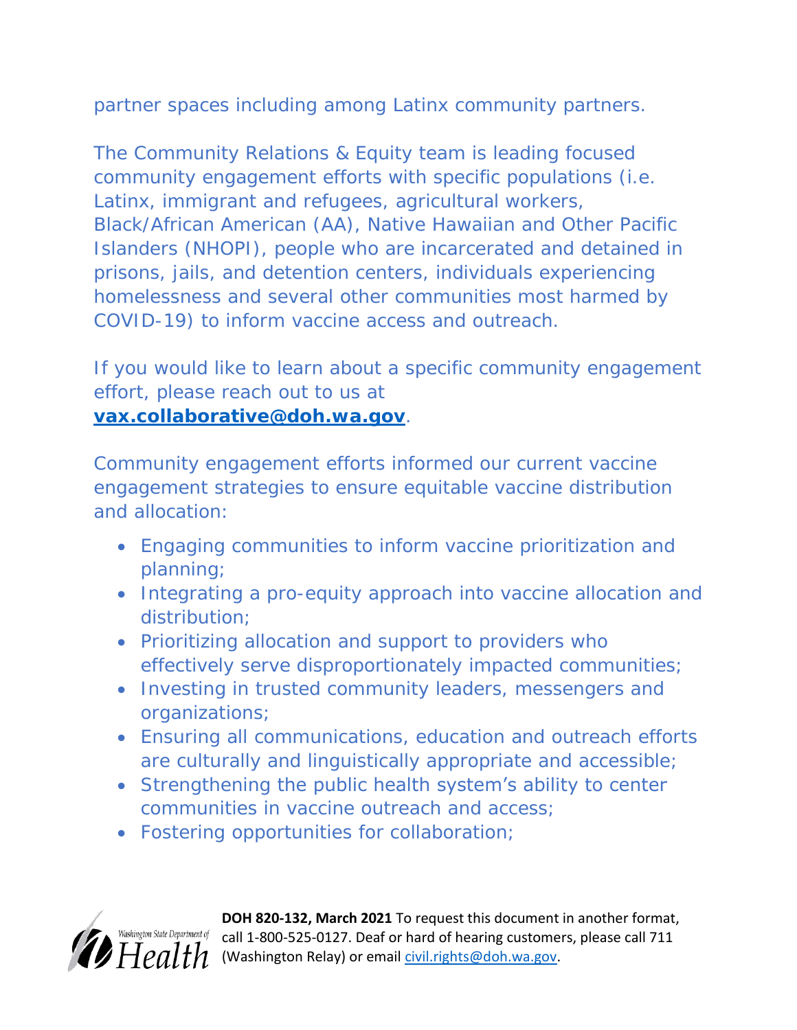partner spaces including among Latinx community partners.

The Community Relations & Equity team is leading focused community engagement efforts with specific populations (i.e. Latinx, immigrant and refugees, agricultural workers, Black/African American (AA), Native Hawaiian and Other Pacific Islanders (NHOPI), people who are incarcerated and detained in prisons, jails, and detention centers, individuals experiencing homelessness and several other communities most harmed by COVID-19) to inform vaccine access and outreach.

If you would like to learn about a specific community engagement effort, please reach out to us at **vax.collaborative@doh.wa.gov**.

Community engagement efforts informed our current vaccine engagement strategies to ensure equitable vaccine distribution and allocation:

- Engaging communities to inform vaccine prioritization and planning;
- Integrating a pro-equity approach into vaccine allocation and distribution;
- Prioritizing allocation and support to providers who effectively serve disproportionately impacted communities;
- Investing in trusted community leaders, messengers and organizations;
- Ensuring all communications, education and outreach efforts are culturally and linguistically appropriate and accessible;
- Strengthening the public health system's ability to center communities in vaccine outreach and access;
- Fostering opportunities for collaboration;

**DOH 820-132, March 2021** To request this document in another format, call 1-800-525-0127. Deaf or hard of hearing customers, please call 711 (Washington Relay) or email civil.rights@doh.wa.gov.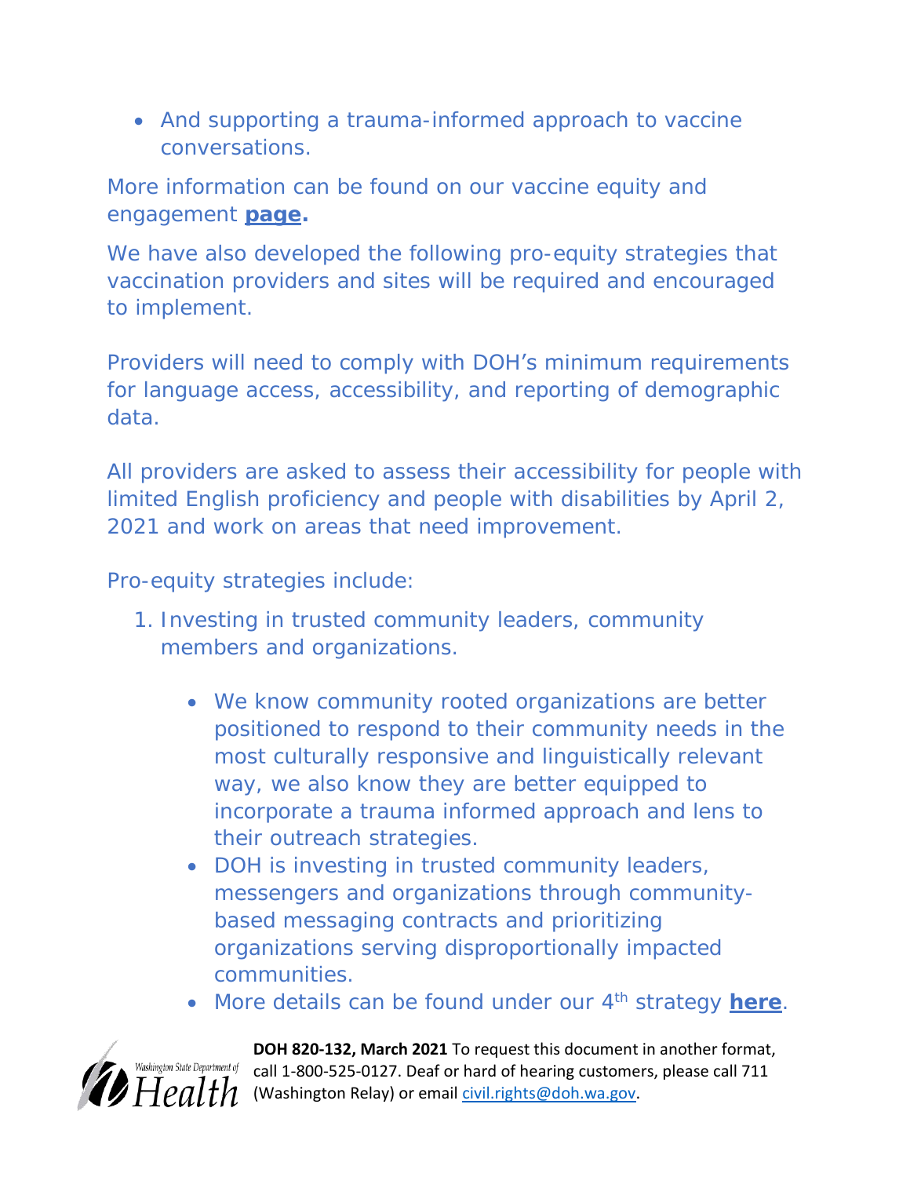- And supporting a trauma-informed approach to vaccine conversations.

More information can be found on our vaccine equity and engagement **page.**

We have also developed the following pro-equity strategies that vaccination providers and sites will be required and encouraged to implement.

Providers will need to comply with DOH's minimum requirements for language access, accessibility, and reporting of demographic data.

All providers are asked to assess their accessibility for people with limited English proficiency and people with disabilities by April 2, 2021 and work on areas that need improvement.

Pro-equity strategies include:

1. Investing in trusted community leaders, community members and organizations.
    - We know community rooted organizations are better positioned to respond to their community needs in the most culturally responsive and linguistically relevant way, we also know they are better equipped to incorporate a trauma informed approach and lens to their outreach strategies.
    - DOH is investing in trusted community leaders, messengers and organizations through community-based messaging contracts and prioritizing organizations serving disproportionally impacted communities.
    - More details can be found under our 4th strategy **here**.

**DOH 820-132, March 2021** To request this document in another format, call 1-800-525-0127. Deaf or hard of hearing customers, please call 711 (Washington Relay) or email civil.rights@doh.wa.gov.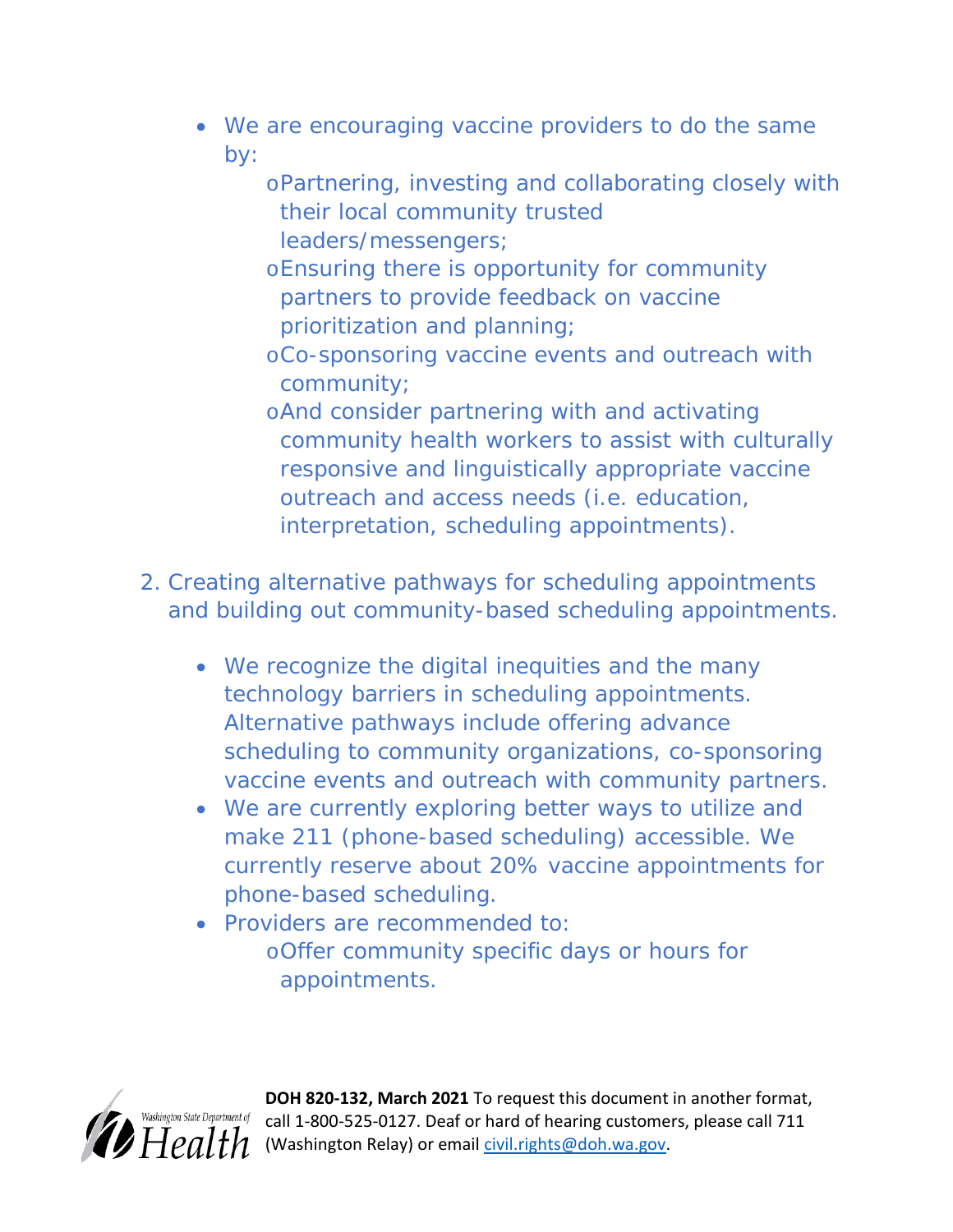- We are encouraging vaccine providers to do the same by:
    - Partnering, investing and collaborating closely with their local community trusted leaders/messengers;
    - Ensuring there is opportunity for community partners to provide feedback on vaccine prioritization and planning;
    - Co-sponsoring vaccine events and outreach with community;
    - And consider partnering with and activating community health workers to assist with culturally responsive and linguistically appropriate vaccine outreach and access needs (i.e. education, interpretation, scheduling appointments).

2. Creating alternative pathways for scheduling appointments and building out community-based scheduling appointments.

    - We recognize the digital inequities and the many technology barriers in scheduling appointments. Alternative pathways include offering advance scheduling to community organizations, co-sponsoring vaccine events and outreach with community partners.
    - We are currently exploring better ways to utilize and make 211 (phone-based scheduling) accessible. We currently reserve about 20% vaccine appointments for phone-based scheduling.
    - Providers are recommended to:
        - Offer community specific days or hours for appointments.

**DOH 820-132, March 2021** To request this document in another format, call 1-800-525-0127. Deaf or hard of hearing customers, please call 711 (Washington Relay) or email civil.rights@doh.wa.gov.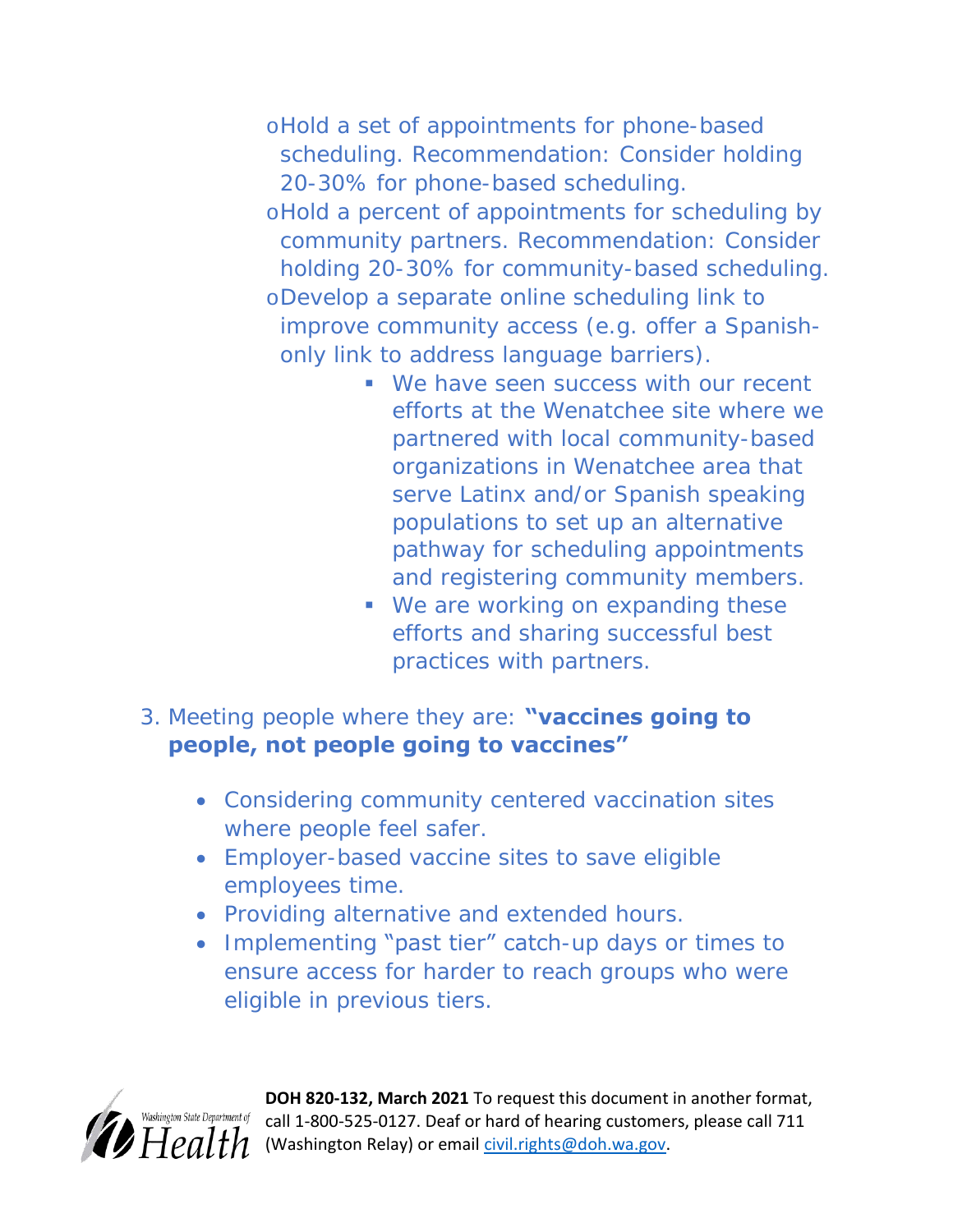- Hold a set of appointments for phone-based scheduling. Recommendation: Consider holding 20-30% for phone-based scheduling.
- Hold a percent of appointments for scheduling by community partners. Recommendation: Consider holding 20-30% for community-based scheduling.
- Develop a separate online scheduling link to improve community access (e.g. offer a Spanish-only link to address language barriers).
  - We have seen success with our recent efforts at the Wenatchee site where we partnered with local community-based organizations in Wenatchee area that serve Latinx and/or Spanish speaking populations to set up an alternative pathway for scheduling appointments and registering community members.
  - We are working on expanding these efforts and sharing successful best practices with partners.

3. Meeting people where they are: **"vaccines going to people, not people going to vaccines"**

- Considering community centered vaccination sites where people feel safer.
- Employer-based vaccine sites to save eligible employees time.
- Providing alternative and extended hours.
- Implementing "past tier" catch-up days or times to ensure access for harder to reach groups who were eligible in previous tiers.

**DOH 820-132, March 2021** To request this document in another format, call 1-800-525-0127. Deaf or hard of hearing customers, please call 711 (Washington Relay) or email civil.rights@doh.wa.gov.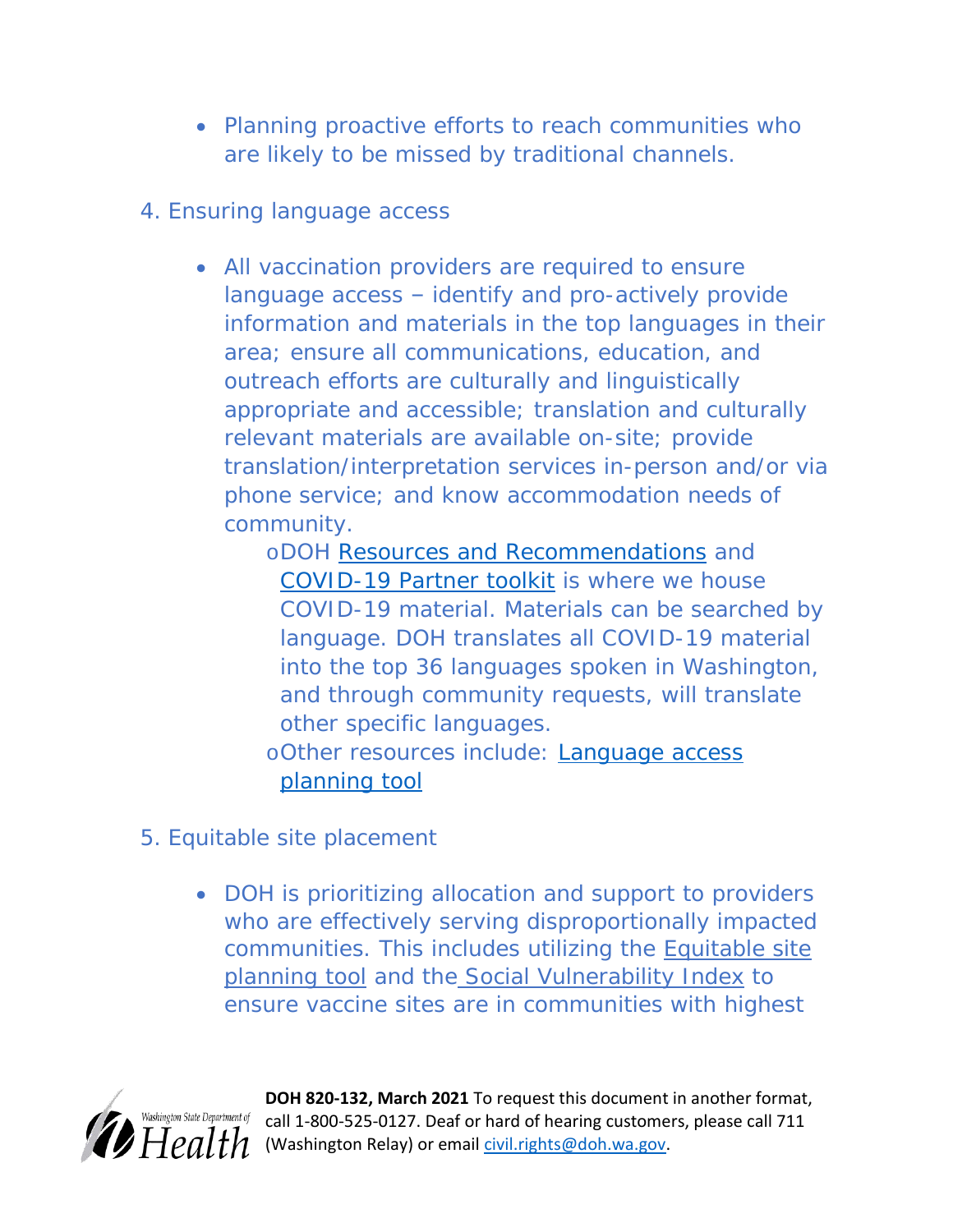- Planning proactive efforts to reach communities who are likely to be missed by traditional channels.

4. Ensuring language access

- All vaccination providers are required to ensure language access – identify and pro-actively provide information and materials in the top languages in their area; ensure all communications, education, and outreach efforts are culturally and linguistically appropriate and accessible; translation and culturally relevant materials are available on-site; provide translation/interpretation services in-person and/or via phone service; and know accommodation needs of community.
    - DOH Resources and Recommendations and COVID-19 Partner toolkit is where we house COVID-19 material. Materials can be searched by language. DOH translates all COVID-19 material into the top 36 languages spoken in Washington, and through community requests, will translate other specific languages.
    - Other resources include: Language access planning tool

5. Equitable site placement

- DOH is prioritizing allocation and support to providers who are effectively serving disproportionally impacted communities. This includes utilizing the Equitable site planning tool and the Social Vulnerability Index to ensure vaccine sites are in communities with highest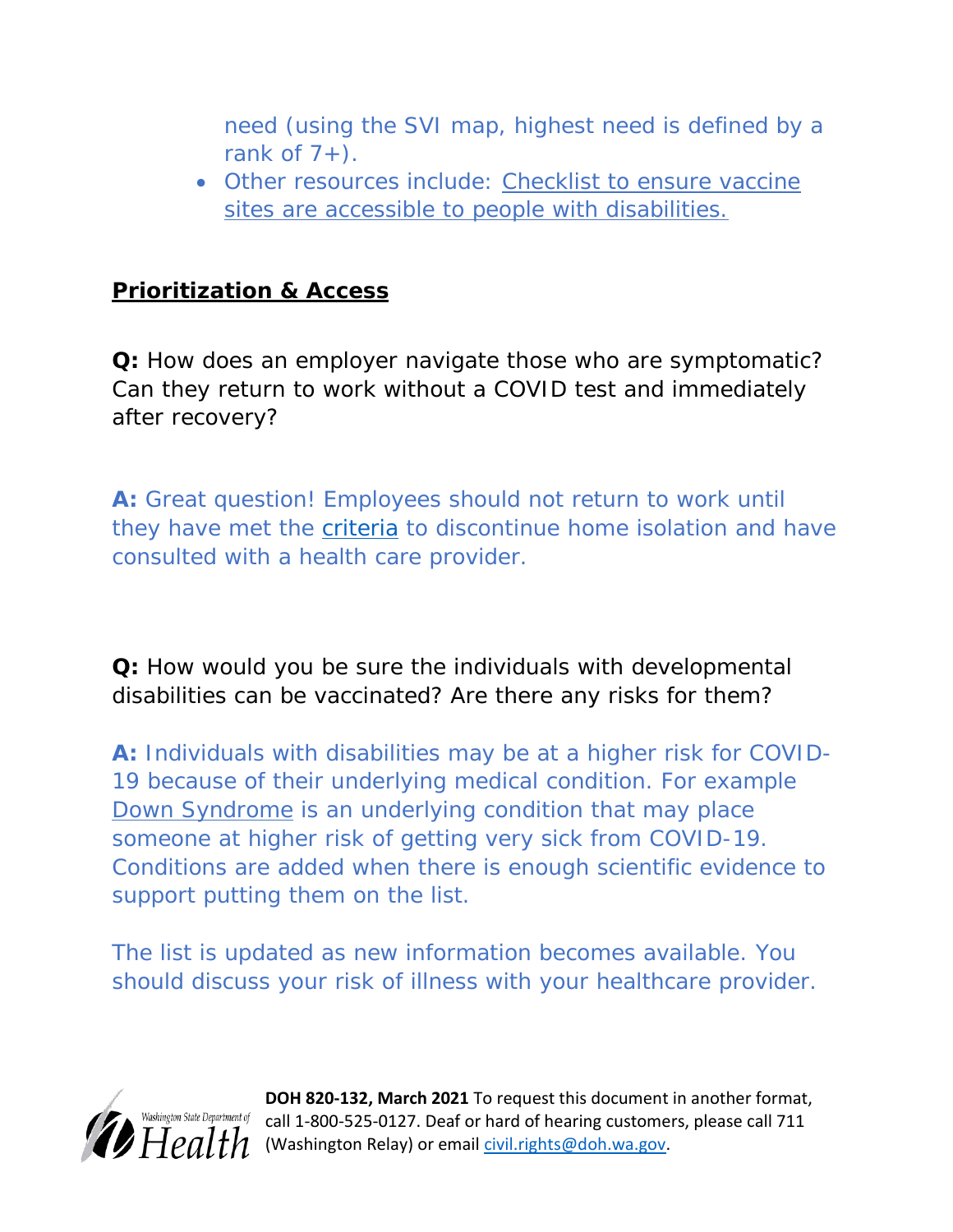need (using the SVI map, highest need is defined by a rank of 7+).

- Other resources include: Checklist to ensure vaccine sites are accessible to people with disabilities.

## Prioritization & Access

**Q:** How does an employer navigate those who are symptomatic? Can they return to work without a COVID test and immediately after recovery?

**A:** Great question! Employees should not return to work until they have met the criteria to discontinue home isolation and have consulted with a health care provider.

**Q:** How would you be sure the individuals with developmental disabilities can be vaccinated? Are there any risks for them?

**A:** Individuals with disabilities may be at a higher risk for COVID-19 because of their underlying medical condition. For example Down Syndrome is an underlying condition that may place someone at higher risk of getting very sick from COVID-19. Conditions are added when there is enough scientific evidence to support putting them on the list.

The list is updated as new information becomes available. You should discuss your risk of illness with your healthcare provider.

**DOH 820-132, March 2021** To request this document in another format, call 1-800-525-0127. Deaf or hard of hearing customers, please call 711 (Washington Relay) or email civil.rights@doh.wa.gov.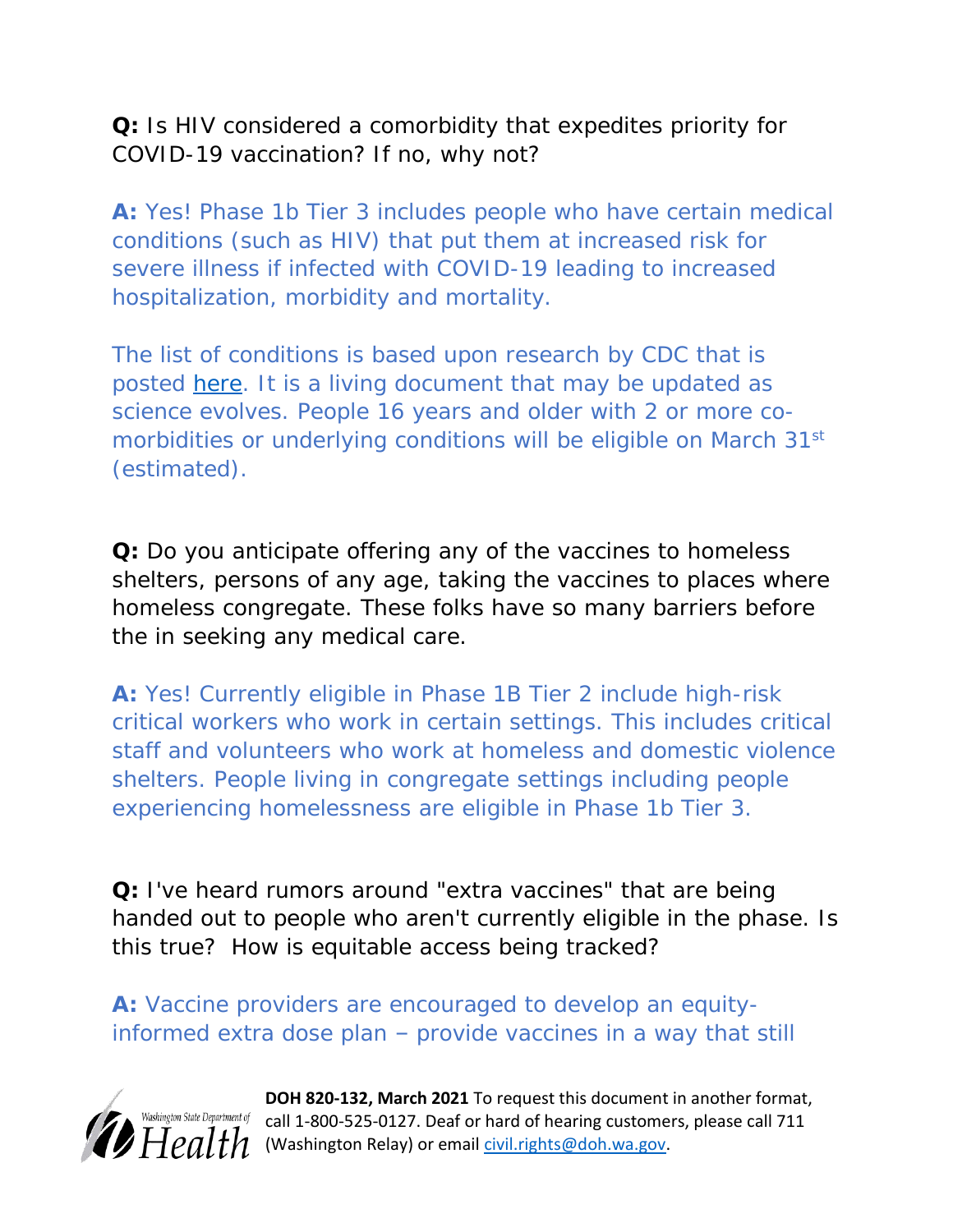**Q:** Is HIV considered a comorbidity that expedites priority for COVID-19 vaccination? If no, why not?

**A:** Yes! Phase 1b Tier 3 includes people who have certain medical conditions (such as HIV) that put them at increased risk for severe illness if infected with COVID-19 leading to increased hospitalization, morbidity and mortality.

The list of conditions is based upon research by CDC that is posted here. It is a living document that may be updated as science evolves. People 16 years and older with 2 or more co-morbidities or underlying conditions will be eligible on March 31st (estimated).

**Q:** Do you anticipate offering any of the vaccines to homeless shelters, persons of any age, taking the vaccines to places where homeless congregate. These folks have so many barriers before the in seeking any medical care.

**A:** Yes! Currently eligible in Phase 1B Tier 2 include high-risk critical workers who work in certain settings. This includes critical staff and volunteers who work at homeless and domestic violence shelters. People living in congregate settings including people experiencing homelessness are eligible in Phase 1b Tier 3.

**Q:** I've heard rumors around "extra vaccines" that are being handed out to people who aren't currently eligible in the phase. Is this true? How is equitable access being tracked?

**A:** Vaccine providers are encouraged to develop an equity-informed extra dose plan – provide vaccines in a way that still

**DOH 820-132, March 2021** To request this document in another format, call 1-800-525-0127. Deaf or hard of hearing customers, please call 711 (Washington Relay) or email civil.rights@doh.wa.gov.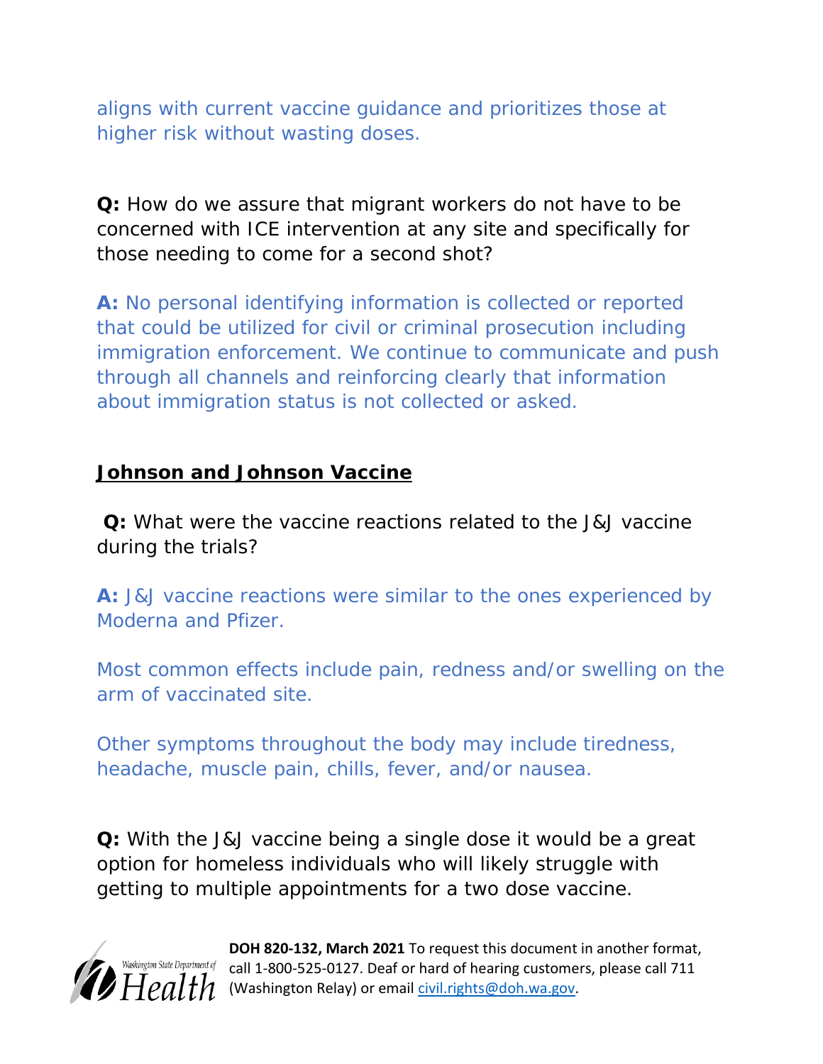aligns with current vaccine guidance and prioritizes those at higher risk without wasting doses.

**Q:** How do we assure that migrant workers do not have to be concerned with ICE intervention at any site and specifically for those needing to come for a second shot?

**A:** No personal identifying information is collected or reported that could be utilized for civil or criminal prosecution including immigration enforcement. We continue to communicate and push through all channels and reinforcing clearly that information about immigration status is not collected or asked.

## Johnson and Johnson Vaccine

**Q:** What were the vaccine reactions related to the J&J vaccine during the trials?

**A:** J&J vaccine reactions were similar to the ones experienced by Moderna and Pfizer.

Most common effects include pain, redness and/or swelling on the arm of vaccinated site.

Other symptoms throughout the body may include tiredness, headache, muscle pain, chills, fever, and/or nausea.

**Q:** With the J&J vaccine being a single dose it would be a great option for homeless individuals who will likely struggle with getting to multiple appointments for a two dose vaccine.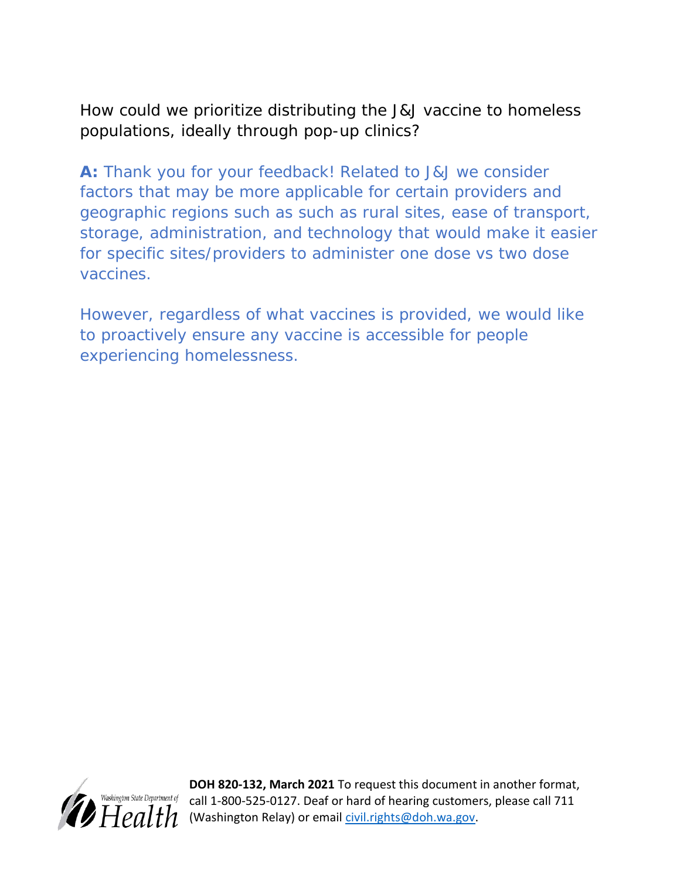How could we prioritize distributing the J&J vaccine to homeless populations, ideally through pop-up clinics?

**A:** Thank you for your feedback! Related to J&J we consider factors that may be more applicable for certain providers and geographic regions such as such as rural sites, ease of transport, storage, administration, and technology that would make it easier for specific sites/providers to administer one dose vs two dose vaccines.

However, regardless of what vaccines is provided, we would like to proactively ensure any vaccine is accessible for people experiencing homelessness.

**DOH 820-132, March 2021** To request this document in another format, call 1-800-525-0127. Deaf or hard of hearing customers, please call 711 (Washington Relay) or email civil.rights@doh.wa.gov.